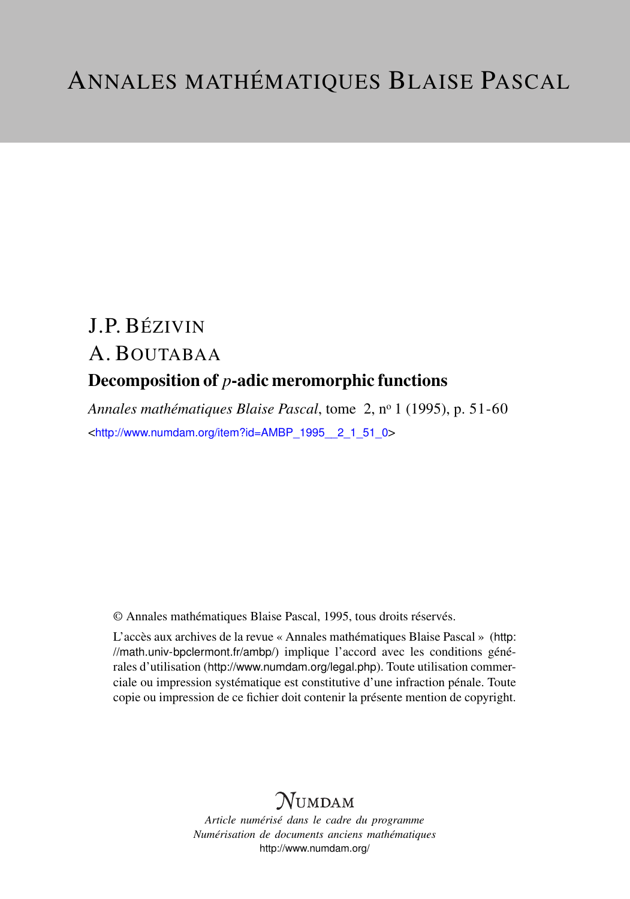# ANNALES MATHÉMATIQUES BLAISE PASCAL

J.P. BÉZIVIN

A. BOUTABAA

## Decomposition of $p$-adic meromorphic functions

*Annales mathématiques Blaise Pascal*, tome 2, n° 1 (1995), p. 51-60

<http://www.numdam.org/item?id=AMBP_1995__2_1_51_0>

© Annales mathématiques Blaise Pascal, 1995, tous droits réservés.

L'accès aux archives de la revue « Annales mathématiques Blaise Pascal » (http://math.univ-bpclermont.fr/ambp/) implique l'accord avec les conditions générales d'utilisation (http://www.numdam.org/legal.php). Toute utilisation commerciale ou impression systématique est constitutive d'une infraction pénale. Toute copie ou impression de ce fichier doit contenir la présente mention de copyright.

NUMDAM

*Article numérisé dans le cadre du programme Numérisation de documents anciens mathématiques*

http://www.numdam.org/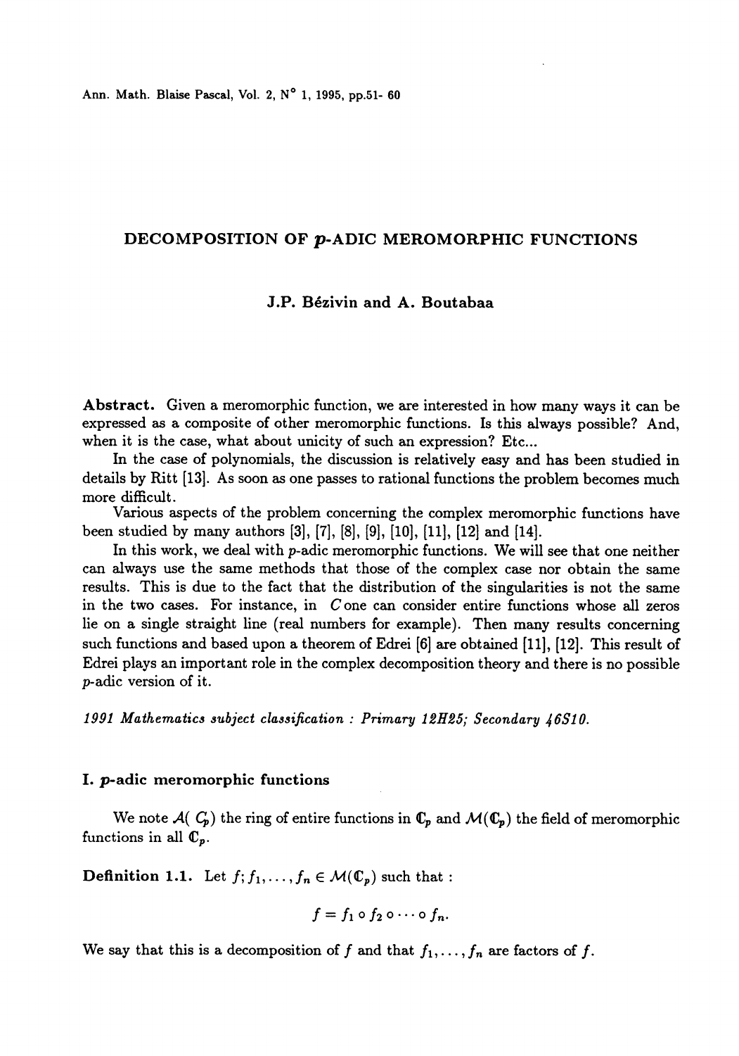# DECOMPOSITION OF $p$-ADIC MEROMORPHIC FUNCTIONS

**J.P. Bézivin and A. Boutabaa**

**Abstract.** Given a meromorphic function, we are interested in how many ways it can be expressed as a composite of other meromorphic functions. Is this always possible? And, when it is the case, what about unicity of such an expression? Etc...

In the case of polynomials, the discussion is relatively easy and has been studied in details by Ritt [13]. As soon as one passes to rational functions the problem becomes much more difficult.

Various aspects of the problem concerning the complex meromorphic functions have been studied by many authors [3], [7], [8], [9], [10], [11], [12] and [14].

In this work, we deal with $p$-adic meromorphic functions. We will see that one neither can always use the same methods that those of the complex case nor obtain the same results. This is due to the fact that the distribution of the singularities is not the same in the two cases. For instance, in $C$ one can consider entire functions whose all zeros lie on a single straight line (real numbers for example). Then many results concerning such functions and based upon a theorem of Edrei [6] are obtained [11], [12]. This result of Edrei plays an important role in the complex decomposition theory and there is no possible $p$-adic version of it.

*1991 Mathematics subject classification : Primary 12H25; Secondary 46S10.*

## I. $p$-adic meromorphic functions

We note $\mathcal{A}(\mathbb{C}_p)$ the ring of entire functions in $\mathbb{C}_p$ and $\mathcal{M}(\mathbb{C}_p)$ the field of meromorphic functions in all $\mathbb{C}_p$.

**Definition 1.1.** Let $f; f_1, \ldots, f_n \in \mathcal{M}(\mathbb{C}_p)$ such that :

$$f = f_1 \circ f_2 \circ \cdots \circ f_n.$$

We say that this is a decomposition of $f$ and that $f_1, \ldots, f_n$ are factors of $f$.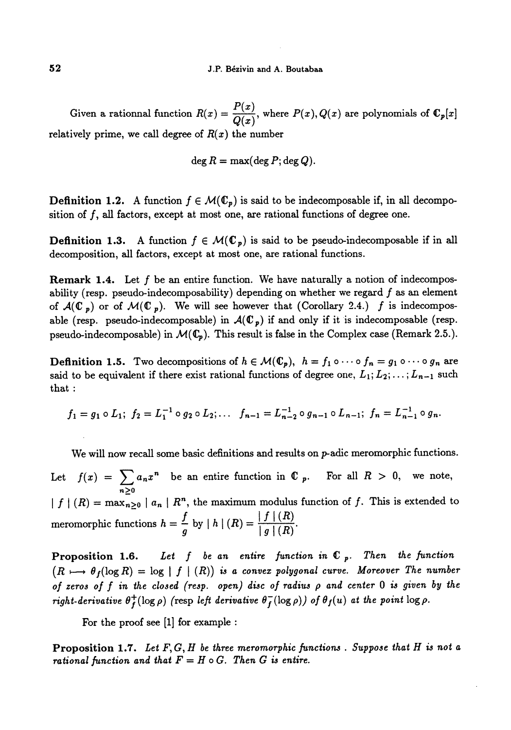Given a rationnal function $R(x) = \dfrac{P(x)}{Q(x)}$, where $P(x), Q(x)$ are polynomials of $\mathbb{C}_p[x]$ relatively prime, we call degree of $R(x)$ the number

$$\deg R = \max(\deg P; \deg Q).$$

**Definition 1.2.** A function $f \in \mathcal{M}(\mathbb{C}_p)$ is said to be indecomposable if, in all decomposition of $f$, all factors, except at most one, are rational functions of degree one.

**Definition 1.3.** A function $f \in \mathcal{M}(\mathbb{C}_p)$ is said to be pseudo-indecomposable if in all decomposition, all factors, except at most one, are rational functions.

**Remark 1.4.** Let $f$ be an entire function. We have naturally a notion of indecomposability (resp. pseudo-indecomposability) depending on whether we regard $f$ as an element of $\mathcal{A}(\mathbb{C}_p)$ or of $\mathcal{M}(\mathbb{C}_p)$. We will see however that (Corollary 2.4.) $f$ is indecomposable (resp. pseudo-indecomposable) in $\mathcal{A}(\mathbb{C}_p)$ if and only if it is indecomposable (resp. pseudo-indecomposable) in $\mathcal{M}(\mathbb{C}_p)$. This result is false in the Complex case (Remark 2.5.).

**Definition 1.5.** Two decompositions of $h \in \mathcal{M}(\mathbb{C}_p)$, $h = f_1 \circ \cdots \circ f_n = g_1 \circ \cdots \circ g_n$ are said to be equivalent if there exist rational functions of degree one, $L_1; L_2; \ldots; L_{n-1}$ such that :

$$f_1 = g_1 \circ L_1;\ f_2 = L_1^{-1} \circ g_2 \circ L_2; \ldots\ f_{n-1} = L_{n-2}^{-1} \circ g_{n-1} \circ L_{n-1};\ f_n = L_{n-1}^{-1} \circ g_n.$$

We will now recall some basic definitions and results on $p$-adic meromorphic functions.

Let $f(x) = \sum_{n \geq 0} a_n x^n$ be an entire function in $\mathbb{C}_p$. For all $R > 0$, we note, $|f|(R) = \max_{n \geq 0} |a_n| R^n$, the maximum modulus function of $f$. This is extended to meromorphic functions $h = \dfrac{f}{g}$ by $|h|(R) = \dfrac{|f|(R)}{|g|(R)}$.

**Proposition 1.6.** *Let $f$ be an entire function in $\mathbb{C}_p$. Then the function $(R \longmapsto \theta_f(\log R) = \log|f|(R))$ is a convex polygonal curve. Moreover The number of zeros of $f$ in the closed (resp. open) disc of radius $\rho$ and center 0 is given by the right-derivative $\theta_f^+(\log \rho)$ (resp left derivative $\theta_f^-(\log \rho)$) of $\theta_f(u)$ at the point $\log \rho$.*

For the proof see [1] for example :

**Proposition 1.7.** *Let $F, G, H$ be three meromorphic functions . Suppose that $H$ is not a rational function and that $F = H \circ G$. Then $G$ is entire.*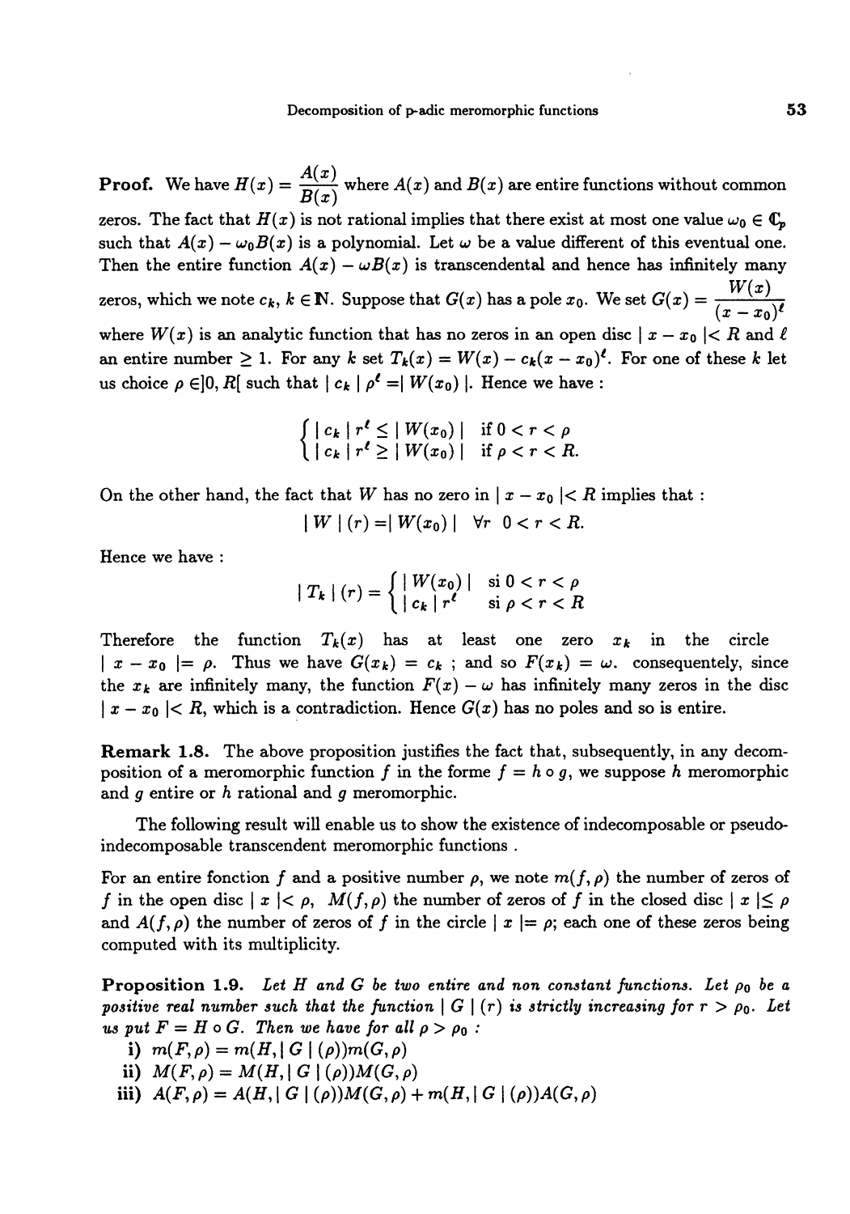**Proof.** We have $H(x) = \dfrac{A(x)}{B(x)}$ where $A(x)$ and $B(x)$ are entire functions without common zeros. The fact that $H(x)$ is not rational implies that there exist at most one value $\omega_0 \in \mathbb{C}_p$ such that $A(x) - \omega_0 B(x)$ is a polynomial. Let $\omega$ be a value different of this eventual one. Then the entire function $A(x) - \omega B(x)$ is transcendental and hence has infinitely many zeros, which we note $c_k$, $k \in \mathbb{N}$. Suppose that $G(x)$ has a pole $x_0$. We set $G(x) = \dfrac{W(x)}{(x - x_0)^\ell}$ where $W(x)$ is an analytic function that has no zeros in an open disc $| x - x_0 | < R$ and $\ell$ an entire number $\geq 1$. For any $k$ set $T_k(x) = W(x) - c_k(x - x_0)^\ell$. For one of these $k$ let us choice $\rho \in ]0, R[$ such that $| c_k | \rho^\ell = | W(x_0) |$. Hence we have :

$$\begin{cases} | c_k | r^\ell \leq | W(x_0) | & \text{if } 0 < r < \rho \\ | c_k | r^\ell \geq | W(x_0) | & \text{if } \rho < r < R. \end{cases}$$

On the other hand, the fact that $W$ has no zero in $| x - x_0 | < R$ implies that :

$$| W | (r) = | W(x_0) | \quad \forall r \quad 0 < r < R.$$

Hence we have :

$$| T_k | (r) = \begin{cases} | W(x_0) | & \text{si } 0 < r < \rho \\ | c_k | r^\ell & \text{si } \rho < r < R \end{cases}$$

Therefore the function $T_k(x)$ has at least one zero $x_k$ in the circle $| x - x_0 | = \rho$. Thus we have $G(x_k) = c_k$ ; and so $F(x_k) = \omega$. consequentely, since the $x_k$ are infinitely many, the function $F(x) - \omega$ has infinitely many zeros in the disc $| x - x_0 | < R$, which is a contradiction. Hence $G(x)$ has no poles and so is entire.

**Remark 1.8.** The above proposition justifies the fact that, subsequently, in any decomposition of a meromorphic function $f$ in the forme $f = h \circ g$, we suppose $h$ meromorphic and $g$ entire or $h$ rational and $g$ meromorphic.

The following result will enable us to show the existence of indecomposable or pseudo-indecomposable transcendent meromorphic functions .

For an entire fonction $f$ and a positive number $\rho$, we note $m(f, \rho)$ the number of zeros of $f$ in the open disc $| x | < \rho$, $M(f, \rho)$ the number of zeros of $f$ in the closed disc $| x | \leq \rho$ and $A(f, \rho)$ the number of zeros of $f$ in the circle $| x | = \rho$; each one of these zeros being computed with its multiplicity.

**Proposition 1.9.** *Let $H$ and $G$ be two entire and non constant functions. Let $\rho_0$ be a positive real number such that the function $| G | (r)$ is strictly increasing for $r > \rho_0$. Let us put $F = H \circ G$. Then we have for all $\rho > \rho_0$ :*

**i)** $m(F, \rho) = m(H, | G | (\rho)) m(G, \rho)$

**ii)** $M(F, \rho) = M(H, | G | (\rho)) M(G, \rho)$

**iii)** $A(F, \rho) = A(H, | G | (\rho)) M(G, \rho) + m(H, | G | (\rho)) A(G, \rho)$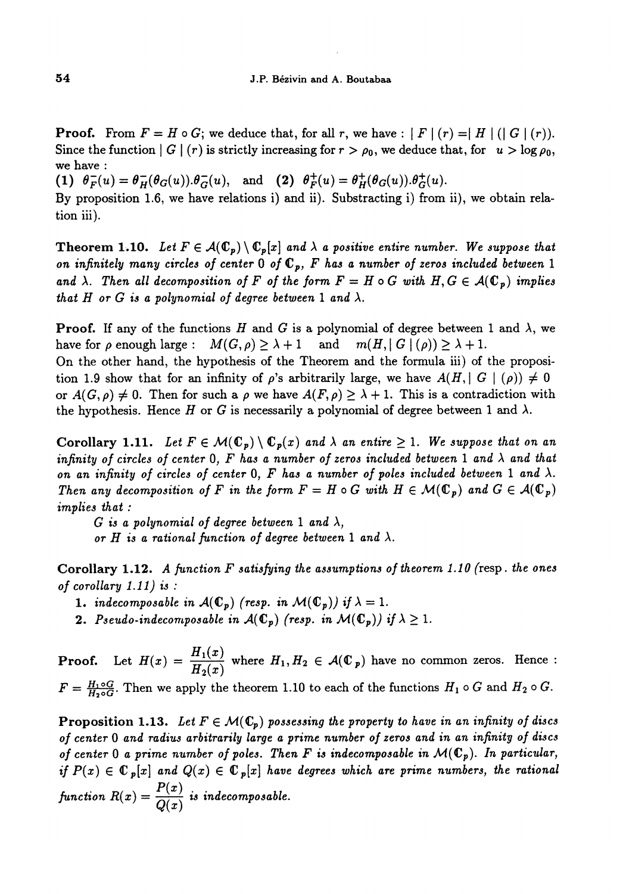**Proof.** From $F = H \circ G$; we deduce that, for all $r$, we have : $|F|(r) = |H|(|G|(r))$. Since the function $|G|(r)$ is strictly increasing for $r > \rho_0$, we deduce that, for $u > \log \rho_0$, we have :

**(1)** $\theta_F^-(u) = \theta_H^-(\theta_G(u)).\theta_G^-(u)$, and **(2)** $\theta_F^+(u) = \theta_H^+(\theta_G(u)).\theta_G^+(u)$.

By proposition 1.6, we have relations i) and ii). Substracting i) from ii), we obtain relation iii).

**Theorem 1.10.** *Let $F \in \mathcal{A}(\mathbb{C}_p) \setminus \mathbb{C}_p[x]$ and $\lambda$ a positive entire number. We suppose that on infinitely many circles of center 0 of $\mathbb{C}_p$, $F$ has a number of zeros included between 1 and $\lambda$. Then all decomposition of $F$ of the form $F = H \circ G$ with $H, G \in \mathcal{A}(\mathbb{C}_p)$ implies that $H$ or $G$ is a polynomial of degree between 1 and $\lambda$.*

**Proof.** If any of the functions $H$ and $G$ is a polynomial of degree between 1 and $\lambda$, we have for $\rho$ enough large : $M(G, \rho) \geq \lambda + 1$ and $m(H, |G|(\rho)) \geq \lambda + 1$.

On the other hand, the hypothesis of the Theorem and the formula iii) of the proposition 1.9 show that for an infinity of $\rho$'s arbitrarily large, we have $A(H, |G|(\rho)) \neq 0$ or $A(G, \rho) \neq 0$. Then for such a $\rho$ we have $A(F, \rho) \geq \lambda + 1$. This is a contradiction with the hypothesis. Hence $H$ or $G$ is necessarily a polynomial of degree between 1 and $\lambda$.

**Corollary 1.11.** *Let $F \in \mathcal{M}(\mathbb{C}_p) \setminus \mathbb{C}_p(x)$ and $\lambda$ an entire $\geq 1$. We suppose that on an infinity of circles of center 0, $F$ has a number of zeros included between 1 and $\lambda$ and that on an infinity of circles of center 0, $F$ has a number of poles included between 1 and $\lambda$. Then any decomposition of $F$ in the form $F = H \circ G$ with $H \in \mathcal{M}(\mathbb{C}_p)$ and $G \in \mathcal{A}(\mathbb{C}_p)$ implies that :*

*$G$ is a polynomial of degree between 1 and $\lambda$,*
*or $H$ is a rational function of degree between 1 and $\lambda$.*

**Corollary 1.12.** *A function $F$ satisfying the assumptions of theorem 1.10 (*resp. *the ones of corollary 1.11) is :*

1. *indecomposable in $\mathcal{A}(\mathbb{C}_p)$ (resp. in $\mathcal{M}(\mathbb{C}_p)$) if $\lambda = 1$.*
2. *Pseudo-indecomposable in $\mathcal{A}(\mathbb{C}_p)$ (resp. in $\mathcal{M}(\mathbb{C}_p)$) if $\lambda \geq 1$.*

**Proof.** Let $H(x) = \dfrac{H_1(x)}{H_2(x)}$ where $H_1, H_2 \in \mathcal{A}(\mathbb{C}_p)$ have no common zeros. Hence : $F = \frac{H_1 \circ G}{H_2 \circ G}$. Then we apply the theorem 1.10 to each of the functions $H_1 \circ G$ and $H_2 \circ G$.

**Proposition 1.13.** *Let $F \in \mathcal{M}(\mathbb{C}_p)$ possessing the property to have in an infinity of discs of center 0 and radius arbitrarily large a prime number of zeros and in an infinity of discs of center 0 a prime number of poles. Then $F$ is indecomposable in $\mathcal{M}(\mathbb{C}_p)$. In particular, if $P(x) \in \mathbb{C}_p[x]$ and $Q(x) \in \mathbb{C}_p[x]$ have degrees which are prime numbers, the rational function $R(x) = \dfrac{P(x)}{Q(x)}$ is indecomposable.*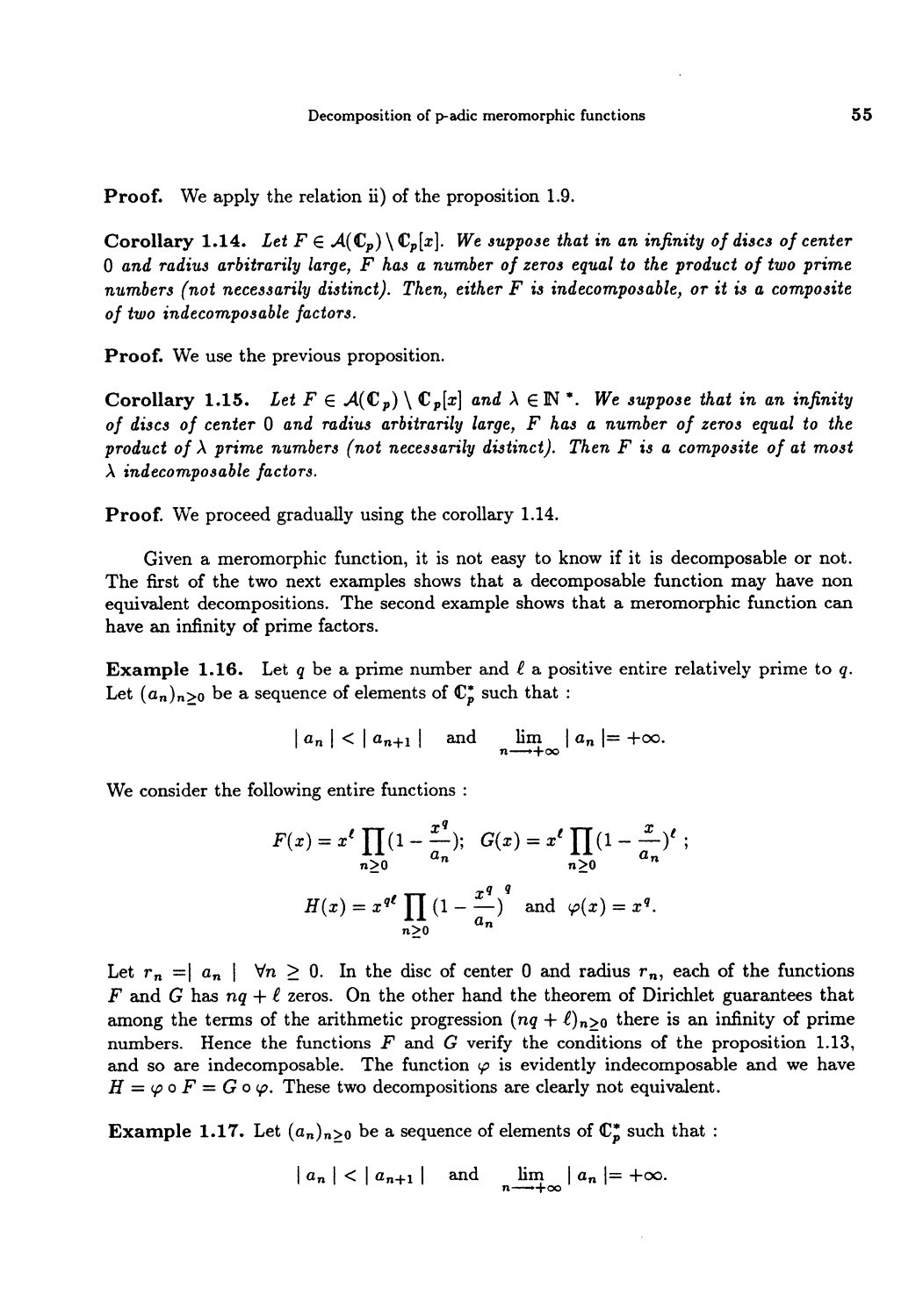**Proof.** We apply the relation ii) of the proposition 1.9.

**Corollary 1.14.** *Let $F \in \mathcal{A}(\mathbb{C}_p) \setminus \mathbb{C}_p[x]$. We suppose that in an infinity of discs of center 0 and radius arbitrarily large, $F$ has a number of zeros equal to the product of two prime numbers (not necessarily distinct). Then, either $F$ is indecomposable, or it is a composite of two indecomposable factors.*

**Proof.** We use the previous proposition.

**Corollary 1.15.** *Let $F \in \mathcal{A}(\mathbb{C}_p) \setminus \mathbb{C}_p[x]$ and $\lambda \in \mathbb{N}^*$. We suppose that in an infinity of discs of center 0 and radius arbitrarily large, $F$ has a number of zeros equal to the product of $\lambda$ prime numbers (not necessarily distinct). Then $F$ is a composite of at most $\lambda$ indecomposable factors.*

**Proof.** We proceed gradually using the corollary 1.14.

Given a meromorphic function, it is not easy to know if it is decomposable or not. The first of the two next examples shows that a decomposable function may have non equivalent decompositions. The second example shows that a meromorphic function can have an infinity of prime factors.

**Example 1.16.** Let $q$ be a prime number and $\ell$ a positive entire relatively prime to $q$. Let $(a_n)_{n\geq 0}$ be a sequence of elements of $\mathbb{C}_p^*$ such that :

$$| a_n | < | a_{n+1} | \quad \text{and} \quad \lim_{n \longrightarrow +\infty} | a_n |= +\infty.$$

We consider the following entire functions :

$$F(x) = x^\ell \prod_{n\geq 0}(1 - \frac{x^q}{a_n}); \;\; G(x) = x^\ell \prod_{n\geq 0}(1 - \frac{x}{a_n})^\ell \; ;$$

$$H(x) = x^{q\ell} \prod_{n\geq 0}(1 - \frac{x^q}{a_n})^q \;\; \text{and} \;\; \varphi(x) = x^q.$$

Let $r_n =| a_n | \;\; \forall n \geq 0$. In the disc of center 0 and radius $r_n$, each of the functions $F$ and $G$ has $nq + \ell$ zeros. On the other hand the theorem of Dirichlet guarantees that among the terms of the arithmetic progression $(nq + \ell)_{n\geq 0}$ there is an infinity of prime numbers. Hence the functions $F$ and $G$ verify the conditions of the proposition 1.13, and so are indecomposable. The function $\varphi$ is evidently indecomposable and we have $H = \varphi \circ F = G \circ \varphi$. These two decompositions are clearly not equivalent.

**Example 1.17.** Let $(a_n)_{n\geq 0}$ be a sequence of elements of $\mathbb{C}_p^*$ such that :

$$| a_n | < | a_{n+1} | \quad \text{and} \quad \lim_{n \longrightarrow +\infty} | a_n |= +\infty.$$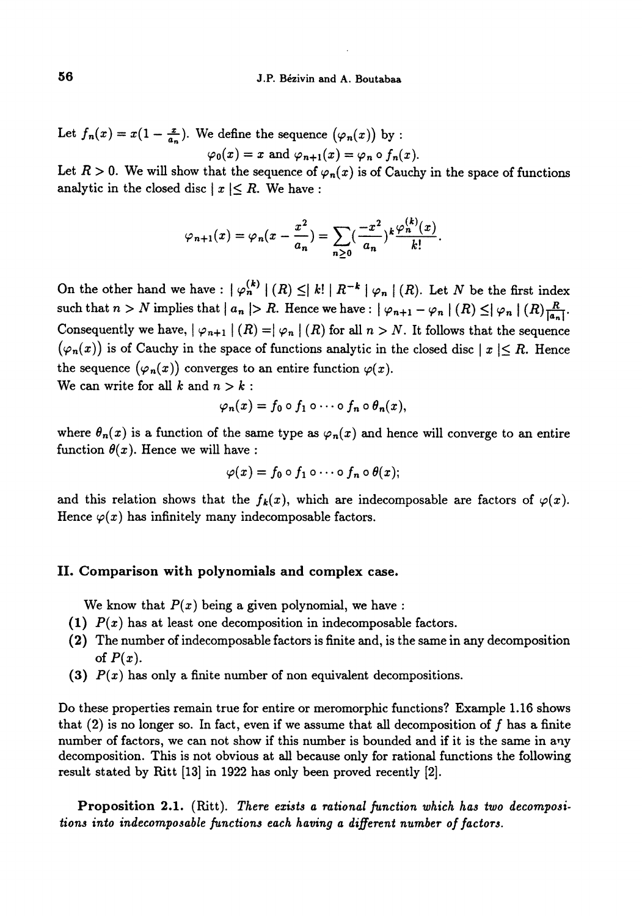Let $f_n(x) = x(1 - \frac{x}{a_n})$. We define the sequence $(\varphi_n(x))$ by :

$$\varphi_0(x) = x \text{ and } \varphi_{n+1}(x) = \varphi_n \circ f_n(x).$$

Let $R > 0$. We will show that the sequence of $\varphi_n(x)$ is of Cauchy in the space of functions analytic in the closed disc $| x |\leq R$. We have :

$$\varphi_{n+1}(x) = \varphi_n(x - \frac{x^2}{a_n}) = \sum_{n \geq 0} (\frac{-x^2}{a_n})^k \frac{\varphi_n^{(k)}(x)}{k!}.$$

On the other hand we have : $| \varphi_n^{(k)} | (R) \leq | k! | R^{-k} | \varphi_n | (R)$. Let $N$ be the first index such that $n > N$ implies that $| a_n |> R$. Hence we have : $| \varphi_{n+1} - \varphi_n | (R) \leq | \varphi_n | (R) \frac{R}{|a_n|}$. Consequently we have, $| \varphi_{n+1} | (R) =| \varphi_n | (R)$ for all $n > N$. It follows that the sequence $(\varphi_n(x))$ is of Cauchy in the space of functions analytic in the closed disc $| x |\leq R$. Hence the sequence $(\varphi_n(x))$ converges to an entire function $\varphi(x)$.

We can write for all $k$ and $n > k$ :

$$\varphi_n(x) = f_0 \circ f_1 \circ \cdots \circ f_n \circ \theta_n(x),$$

where $\theta_n(x)$ is a function of the same type as $\varphi_n(x)$ and hence will converge to an entire function $\theta(x)$. Hence we will have :

$$\varphi(x) = f_0 \circ f_1 \circ \cdots \circ f_n \circ \theta(x);$$

and this relation shows that the $f_k(x)$, which are indecomposable are factors of $\varphi(x)$. Hence $\varphi(x)$ has infinitely many indecomposable factors.

## II. Comparison with polynomials and complex case.

We know that $P(x)$ being a given polynomial, we have :

**(1)** $P(x)$ has at least one decomposition in indecomposable factors.

**(2)** The number of indecomposable factors is finite and, is the same in any decomposition of $P(x)$.

**(3)** $P(x)$ has only a finite number of non equivalent decompositions.

Do these properties remain true for entire or meromorphic functions? Example 1.16 shows that (2) is no longer so. In fact, even if we assume that all decomposition of $f$ has a finite number of factors, we can not show if this number is bounded and if it is the same in any decomposition. This is not obvious at all because only for rational functions the following result stated by Ritt [13] in 1922 has only been proved recently [2].

**Proposition 2.1.** (Ritt). *There exists a rational function which has two decompositions into indecomposable functions each having a different number of factors.*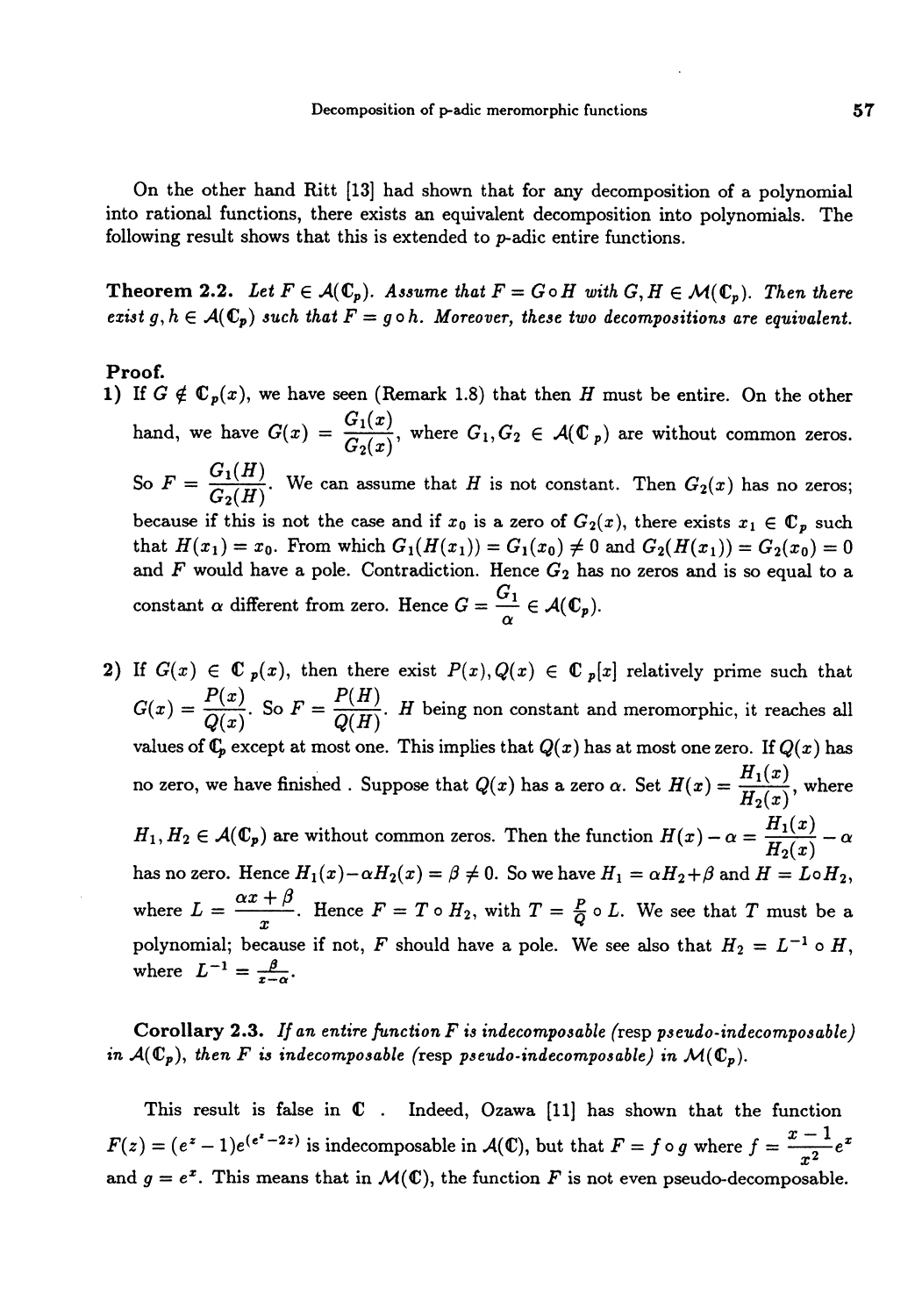On the other hand Ritt [13] had shown that for any decomposition of a polynomial into rational functions, there exists an equivalent decomposition into polynomials. The following result shows that this is extended to $p$-adic entire functions.

**Theorem 2.2.** *Let $F \in \mathcal{A}(\mathbb{C}_p)$. Assume that $F = G \circ H$ with $G, H \in \mathcal{M}(\mathbb{C}_p)$. Then there exist $g, h \in \mathcal{A}(\mathbb{C}_p)$ such that $F = g \circ h$. Moreover, these two decompositions are equivalent.*

**Proof.**

**1)** If $G \notin \mathbb{C}_p(x)$, we have seen (Remark 1.8) that then $H$ must be entire. On the other hand, we have $G(x) = \dfrac{G_1(x)}{G_2(x)}$, where $G_1, G_2 \in \mathcal{A}(\mathbb{C}_p)$ are without common zeros. So $F = \dfrac{G_1(H)}{G_2(H)}$. We can assume that $H$ is not constant. Then $G_2(x)$ has no zeros; because if this is not the case and if $x_0$ is a zero of $G_2(x)$, there exists $x_1 \in \mathbb{C}_p$ such that $H(x_1) = x_0$. From which $G_1(H(x_1)) = G_1(x_0) \neq 0$ and $G_2(H(x_1)) = G_2(x_0) = 0$ and $F$ would have a pole. Contradiction. Hence $G_2$ has no zeros and is so equal to a constant $\alpha$ different from zero. Hence $G = \dfrac{G_1}{\alpha} \in \mathcal{A}(\mathbb{C}_p)$.

**2)** If $G(x) \in \mathbb{C}_p(x)$, then there exist $P(x), Q(x) \in \mathbb{C}_p[x]$ relatively prime such that $G(x) = \dfrac{P(x)}{Q(x)}$. So $F = \dfrac{P(H)}{Q(H)}$. $H$ being non constant and meromorphic, it reaches all values of $\mathbb{C}_p$ except at most one. This implies that $Q(x)$ has at most one zero. If $Q(x)$ has no zero, we have finished . Suppose that $Q(x)$ has a zero $\alpha$. Set $H(x) = \dfrac{H_1(x)}{H_2(x)}$, where $H_1, H_2 \in \mathcal{A}(\mathbb{C}_p)$ are without common zeros. Then the function $H(x) - \alpha = \dfrac{H_1(x)}{H_2(x)} - \alpha$ has no zero. Hence $H_1(x) - \alpha H_2(x) = \beta \neq 0$. So we have $H_1 = \alpha H_2 + \beta$ and $H = L \circ H_2$, where $L = \dfrac{\alpha x + \beta}{x}$. Hence $F = T \circ H_2$, with $T = \frac{P}{Q} \circ L$. We see that $T$ must be a polynomial; because if not, $F$ should have a pole. We see also that $H_2 = L^{-1} \circ H$, where $L^{-1} = \frac{\beta}{x - \alpha}$.

**Corollary 2.3.** *If an entire function $F$ is indecomposable (*resp *pseudo-indecomposable) in $\mathcal{A}(\mathbb{C}_p)$, then $F$ is indecomposable (*resp *pseudo-indecomposable) in $\mathcal{M}(\mathbb{C}_p)$.*

This result is false in $\mathbb{C}$ . Indeed, Ozawa [11] has shown that the function $F(z) = (e^z - 1)e^{(e^z - 2z)}$ is indecomposable in $\mathcal{A}(\mathbb{C})$, but that $F = f \circ g$ where $f = \dfrac{x-1}{x^2}e^x$ and $g = e^x$. This means that in $\mathcal{M}(\mathbb{C})$, the function $F$ is not even pseudo-decomposable.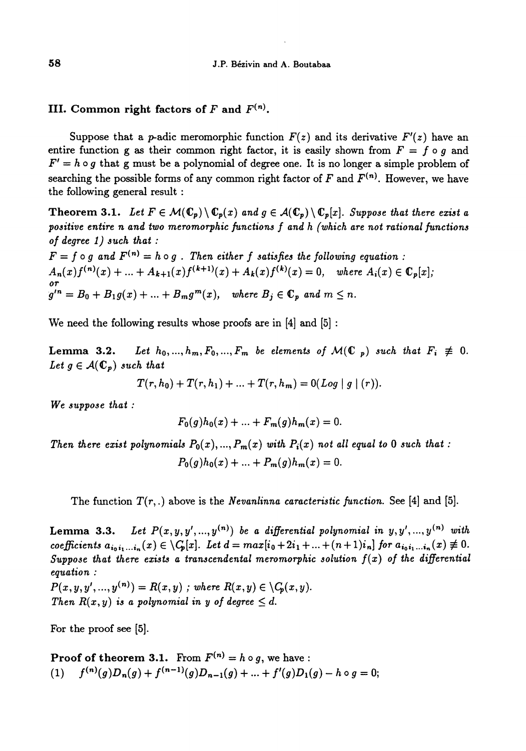## III. Common right factors of $F$ and $F^{(n)}$.

Suppose that a $p$-adic meromorphic function $F(z)$ and its derivative $F'(z)$ have an entire function g as their common right factor, it is easily shown from $F = f \circ g$ and $F' = h \circ g$ that g must be a polynomial of degree one. It is no longer a simple problem of searching the possible forms of any common right factor of $F$ and $F^{(n)}$. However, we have the following general result :

**Theorem 3.1.** *Let $F \in \mathcal{M}(\mathbb{C}_p) \setminus \mathbb{C}_p(x)$ and $g \in \mathcal{A}(\mathbb{C}_p) \setminus \mathbb{C}_p[x]$. Suppose that there exist a positive entire $n$ and two meromorphic functions $f$ and $h$ (which are not rational functions of degree 1) such that :*
*$F = f \circ g$ and $F^{(n)} = h \circ g$ . Then either $f$ satisfies the following equation :*
*$A_n(x)f^{(n)}(x) + ... + A_{k+1}(x)f^{(k+1)}(x) + A_k(x)f^{(k)}(x) = 0, \quad$ where $A_i(x) \in \mathbb{C}_p[x]$;*
*or*
*$g'^n = B_0 + B_1 g(x) + ... + B_m g^m(x), \quad$ where $B_j \in \mathbb{C}_p$ and $m \leq n$.*

We need the following results whose proofs are in [4] and [5] :

**Lemma 3.2.** *Let $h_0, ..., h_m, F_0, ..., F_m$ be elements of $\mathcal{M}(\mathbb{C}_p)$ such that $F_i \not\equiv 0$. Let $g \in \mathcal{A}(\mathbb{C}_p)$ such that*

$$T(r, h_0) + T(r, h_1) + ... + T(r, h_m) = 0(Log \mid g \mid (r)).$$

*We suppose that :*

$$F_0(g)h_0(x) + ... + F_m(g)h_m(x) = 0.$$

*Then there exist polynomials $P_0(x), ..., P_m(x)$ with $P_i(x)$ not all equal to 0 such that :*

$$P_0(g)h_0(x) + ... + P_m(g)h_m(x) = 0.$$

The function $T(r, .)$ above is the *Nevanlinna caracteristic function.* See [4] and [5].

**Lemma 3.3.** *Let $P(x, y, y', ..., y^{(n)})$ be a differential polynomial in $y, y', ..., y^{(n)}$ with coefficients $a_{i_0 i_1 ... i_n}(x) \in \mathbb{C}_p[x]$. Let $d = max[i_0 + 2i_1 + ... + (n+1)i_n]$ for $a_{i_0 i_1 ... i_n}(x) \not\equiv 0$. Suppose that there exists a transcendental meromorphic solution $f(x)$ of the differential equation :*
*$P(x, y, y', ..., y^{(n)}) = R(x, y)$ ; where $R(x, y) \in \mathbb{C}_p(x, y)$.*
*Then $R(x, y)$ is a polynomial in $y$ of degree $\leq d$.*

For the proof see [5].

**Proof of theorem 3.1.** From $F^{(n)} = h \circ g$, we have :
(1) $\quad f^{(n)}(g)D_n(g) + f^{(n-1)}(g)D_{n-1}(g) + ... + f'(g)D_1(g) - h \circ g = 0;$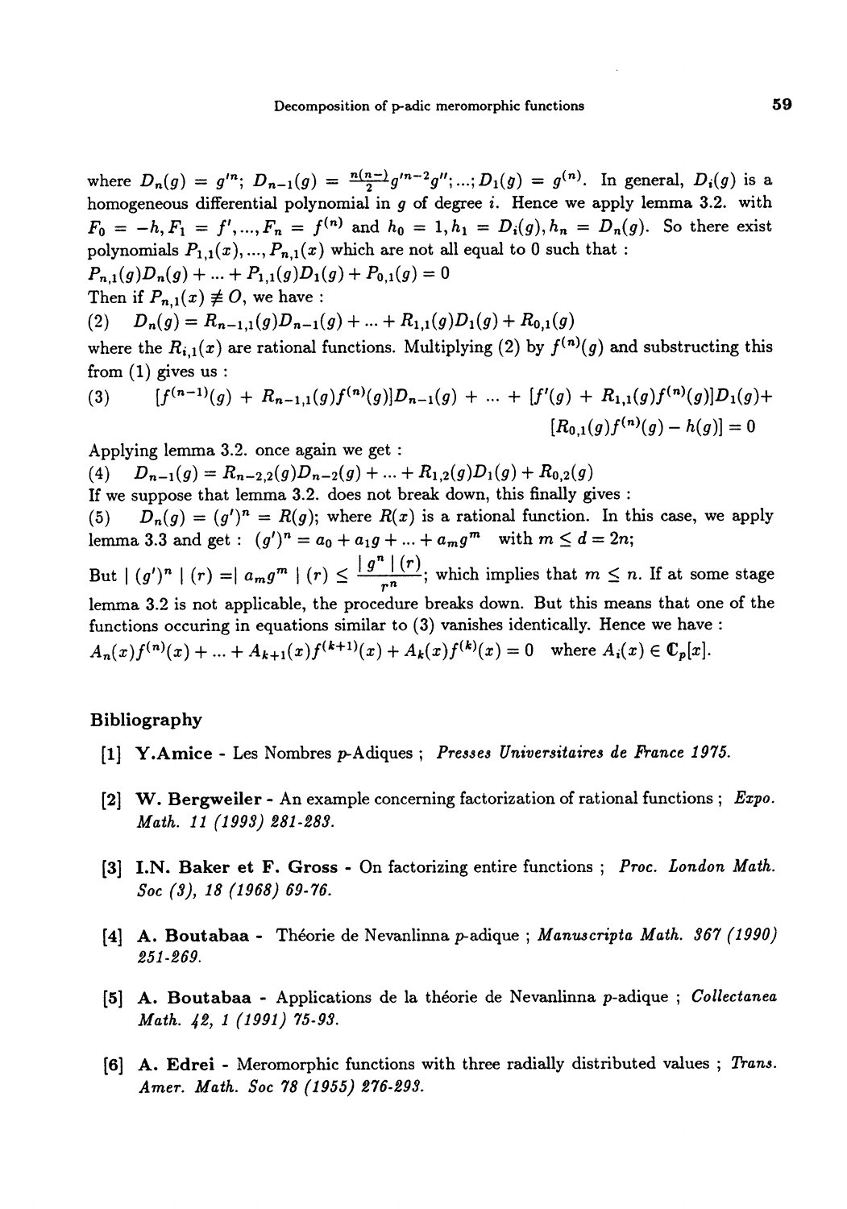where $D_n(g) = g'^n$; $D_{n-1}(g) = \frac{n(n-1)}{2}g'^{n-2}g''$; ...; $D_1(g) = g^{(n)}$. In general, $D_i(g)$ is a homogeneous differential polynomial in $g$ of degree $i$. Hence we apply lemma 3.2. with $F_0 = -h, F_1 = f', ..., F_n = f^{(n)}$ and $h_0 = 1, h_1 = D_i(g), h_n = D_n(g)$. So there exist polynomials $P_{1,1}(x), ..., P_{n,1}(x)$ which are not all equal to 0 such that :

$P_{n,1}(g)D_n(g) + ... + P_{1,1}(g)D_1(g) + P_{0,1}(g) = 0$

Then if $P_{n,1}(x) \not\equiv O$, we have :

(2) $\quad D_n(g) = R_{n-1,1}(g)D_{n-1}(g) + ... + R_{1,1}(g)D_1(g) + R_{0,1}(g)$

where the $R_{i,1}(x)$ are rational functions. Multiplying (2) by $f^{(n)}(g)$ and substructing this from (1) gives us :

$$(3) \quad [f^{(n-1)}(g) + R_{n-1,1}(g)f^{(n)}(g)]D_{n-1}(g) + ... + [f'(g) + R_{1,1}(g)f^{(n)}(g)]D_1(g) + [R_{0,1}(g)f^{(n)}(g) - h(g)] = 0$$

Applying lemma 3.2. once again we get :

(4) $\quad D_{n-1}(g) = R_{n-2,2}(g)D_{n-2}(g) + ... + R_{1,2}(g)D_1(g) + R_{0,2}(g)$

If we suppose that lemma 3.2. does not break down, this finally gives :

(5) $\quad D_n(g) = (g')^n = R(g)$; where $R(x)$ is a rational function. In this case, we apply lemma 3.3 and get : $(g')^n = a_0 + a_1 g + ... + a_m g^m$ with $m \leq d = 2n$;

But $|(g')^n|(r) = |a_m g^m|(r) \leq \frac{|g^n|(r)}{r^n}$; which implies that $m \leq n$. If at some stage lemma 3.2 is not applicable, the procedure breaks down. But this means that one of the functions occuring in equations similar to (3) vanishes identically. Hence we have : $A_n(x)f^{(n)}(x) + ... + A_{k+1}(x)f^{(k+1)}(x) + A_k(x)f^{(k)}(x) = 0$ where $A_i(x) \in \mathbb{C}_p[x]$.

## Bibliography

[1] **Y.Amice** - Les Nombres p-Adiques ; *Presses Universitaires de France 1975.*

[2] **W. Bergweiler** - An example concerning factorization of rational functions ; *Expo. Math. 11 (1993) 281-283.*

[3] **I.N. Baker et F. Gross** - On factorizing entire functions ; *Proc. London Math. Soc (3), 18 (1968) 69-76.*

[4] **A. Boutabaa** - Théorie de Nevanlinna p-adique ; *Manuscripta Math. 367 (1990) 251-269.*

[5] **A. Boutabaa** - Applications de la théorie de Nevanlinna p-adique ; *Collectanea Math. 42, 1 (1991) 75-93.*

[6] **A. Edrei** - Meromorphic functions with three radially distributed values ; *Trans. Amer. Math. Soc 78 (1955) 276-293.*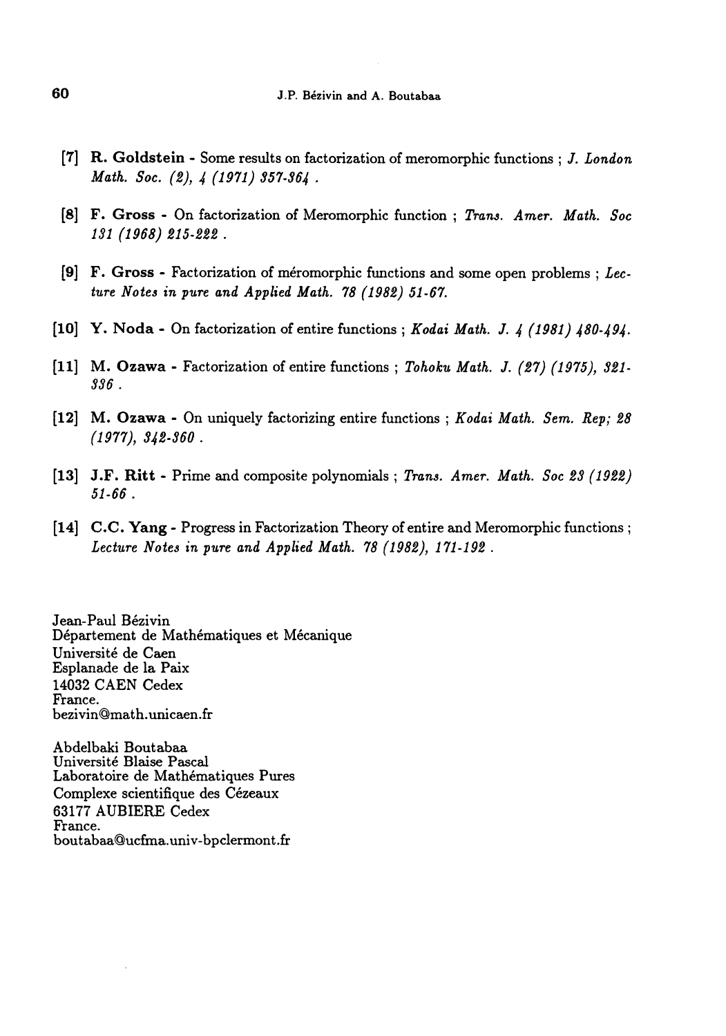[7] **R. Goldstein** - Some results on factorization of meromorphic functions ; *J. London Math. Soc. (2), 4 (1971) 357-364 .*

[8] **F. Gross** - On factorization of Meromorphic function ; *Trans. Amer. Math. Soc 131 (1968) 215-222 .*

[9] **F. Gross** - Factorization of méromorphic functions and some open problems ; *Lecture Notes in pure and Applied Math. 78 (1982) 51-67.*

[10] **Y. Noda** - On factorization of entire functions ; *Kodai Math. J. 4 (1981) 480-494.*

[11] **M. Ozawa** - Factorization of entire functions ; *Tohoku Math. J. (27) (1975), 321-336 .*

[12] **M. Ozawa** - On uniquely factorizing entire functions ; *Kodai Math. Sem. Rep; 28 (1977), 342-360 .*

[13] **J.F. Ritt** - Prime and composite polynomials ; *Trans. Amer. Math. Soc 23 (1922) 51-66 .*

[14] **C.C. Yang** - Progress in Factorization Theory of entire and Meromorphic functions ; *Lecture Notes in pure and Applied Math. 78 (1982), 171-192 .*

Jean-Paul Bézivin
Département de Mathématiques et Mécanique
Université de Caen
Esplanade de la Paix
14032 CAEN Cedex
France.
bezivin@math.unicaen.fr

Abdelbaki Boutabaa
Université Blaise Pascal
Laboratoire de Mathématiques Pures
Complexe scientifique des Cézeaux
63177 AUBIERE Cedex
France.
boutabaa@ucfma.univ-bpclermont.fr